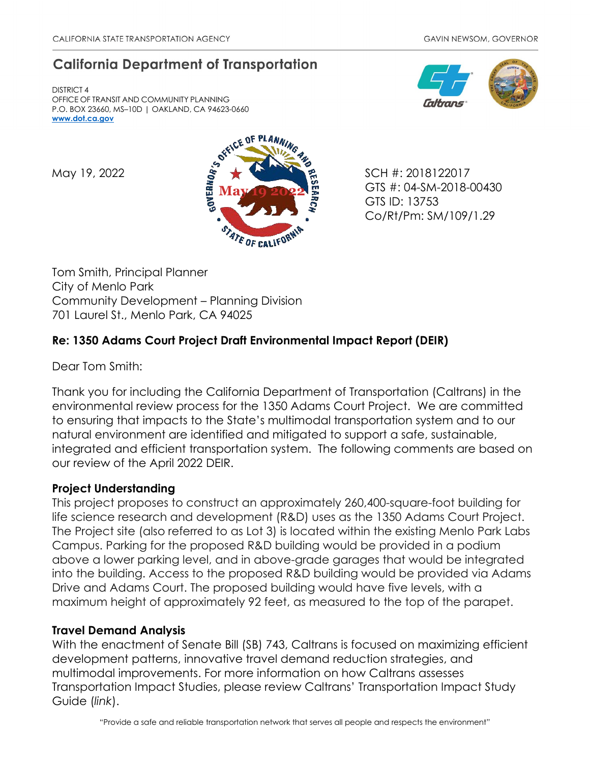CALIFORNIA STATE TRANSPORTATION AGENCY GAVIN NEWSOM, GOVERNOR

# California Department of Transportation

DISTRICT 4
OFFICE OF TRANSIT AND COMMUNITY PLANNING
P.O. BOX 23660, MS–10D | OAKLAND, CA 94623-0660
**www.dot.ca.gov**

May 19, 2022

SCH #: 2018122017
GTS #: 04-SM-2018-00430
GTS ID: 13753
Co/Rt/Pm: SM/109/1.29

Tom Smith, Principal Planner
City of Menlo Park
Community Development – Planning Division
701 Laurel St., Menlo Park, CA 94025

**Re: 1350 Adams Court Project Draft Environmental Impact Report (DEIR)**

Dear Tom Smith:

Thank you for including the California Department of Transportation (Caltrans) in the environmental review process for the 1350 Adams Court Project. We are committed to ensuring that impacts to the State's multimodal transportation system and to our natural environment are identified and mitigated to support a safe, sustainable, integrated and efficient transportation system. The following comments are based on our review of the April 2022 DEIR.

**Project Understanding**

This project proposes to construct an approximately 260,400-square-foot building for life science research and development (R&D) uses as the 1350 Adams Court Project. The Project site (also referred to as Lot 3) is located within the existing Menlo Park Labs Campus. Parking for the proposed R&D building would be provided in a podium above a lower parking level, and in above-grade garages that would be integrated into the building. Access to the proposed R&D building would be provided via Adams Drive and Adams Court. The proposed building would have five levels, with a maximum height of approximately 92 feet, as measured to the top of the parapet.

**Travel Demand Analysis**

With the enactment of Senate Bill (SB) 743, Caltrans is focused on maximizing efficient development patterns, innovative travel demand reduction strategies, and multimodal improvements. For more information on how Caltrans assesses Transportation Impact Studies, please review Caltrans' Transportation Impact Study Guide (*link*).

"Provide a safe and reliable transportation network that serves all people and respects the environment"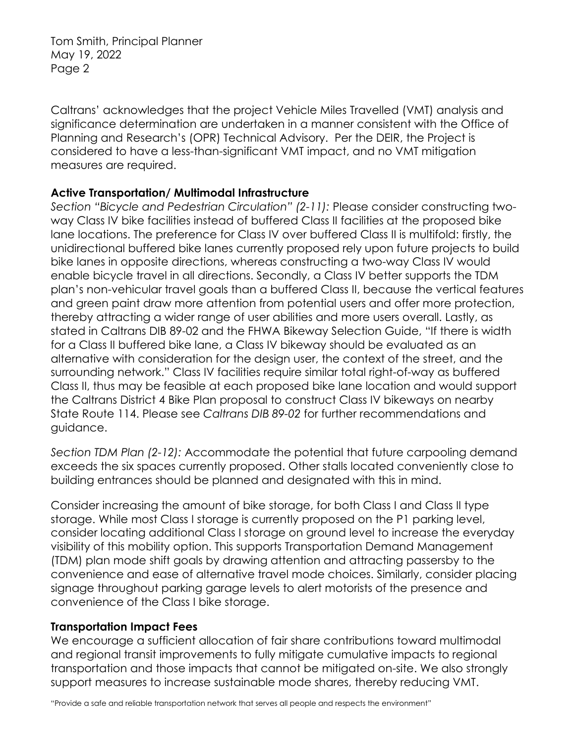Caltrans' acknowledges that the project Vehicle Miles Travelled (VMT) analysis and significance determination are undertaken in a manner consistent with the Office of Planning and Research's (OPR) Technical Advisory. Per the DEIR, the Project is considered to have a less-than-significant VMT impact, and no VMT mitigation measures are required.

**Active Transportation/ Multimodal Infrastructure**

*Section "Bicycle and Pedestrian Circulation" (2-11):* Please consider constructing two-way Class IV bike facilities instead of buffered Class II facilities at the proposed bike lane locations. The preference for Class IV over buffered Class II is multifold: firstly, the unidirectional buffered bike lanes currently proposed rely upon future projects to build bike lanes in opposite directions, whereas constructing a two-way Class IV would enable bicycle travel in all directions. Secondly, a Class IV better supports the TDM plan's non-vehicular travel goals than a buffered Class II, because the vertical features and green paint draw more attention from potential users and offer more protection, thereby attracting a wider range of user abilities and more users overall. Lastly, as stated in Caltrans DIB 89-02 and the FHWA Bikeway Selection Guide, "If there is width for a Class II buffered bike lane, a Class IV bikeway should be evaluated as an alternative with consideration for the design user, the context of the street, and the surrounding network." Class IV facilities require similar total right-of-way as buffered Class II, thus may be feasible at each proposed bike lane location and would support the Caltrans District 4 Bike Plan proposal to construct Class IV bikeways on nearby State Route 114. Please see *Caltrans DIB 89-02* for further recommendations and guidance.

*Section TDM Plan (2-12):* Accommodate the potential that future carpooling demand exceeds the six spaces currently proposed. Other stalls located conveniently close to building entrances should be planned and designated with this in mind.

Consider increasing the amount of bike storage, for both Class I and Class II type storage. While most Class I storage is currently proposed on the P1 parking level, consider locating additional Class I storage on ground level to increase the everyday visibility of this mobility option. This supports Transportation Demand Management (TDM) plan mode shift goals by drawing attention and attracting passersby to the convenience and ease of alternative travel mode choices. Similarly, consider placing signage throughout parking garage levels to alert motorists of the presence and convenience of the Class I bike storage.

**Transportation Impact Fees**

We encourage a sufficient allocation of fair share contributions toward multimodal and regional transit improvements to fully mitigate cumulative impacts to regional transportation and those impacts that cannot be mitigated on-site. We also strongly support measures to increase sustainable mode shares, thereby reducing VMT.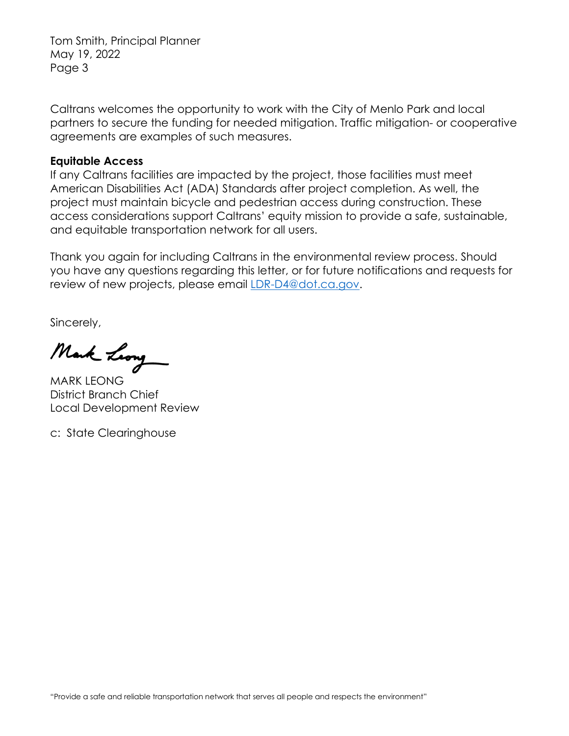Caltrans welcomes the opportunity to work with the City of Menlo Park and local partners to secure the funding for needed mitigation. Traffic mitigation- or cooperative agreements are examples of such measures.

**Equitable Access**

If any Caltrans facilities are impacted by the project, those facilities must meet American Disabilities Act (ADA) Standards after project completion. As well, the project must maintain bicycle and pedestrian access during construction. These access considerations support Caltrans' equity mission to provide a safe, sustainable, and equitable transportation network for all users.

Thank you again for including Caltrans in the environmental review process. Should you have any questions regarding this letter, or for future notifications and requests for review of new projects, please email LDR-D4@dot.ca.gov.

Sincerely,

Mark Leong

MARK LEONG
District Branch Chief
Local Development Review

c: State Clearinghouse

"Provide a safe and reliable transportation network that serves all people and respects the environment"